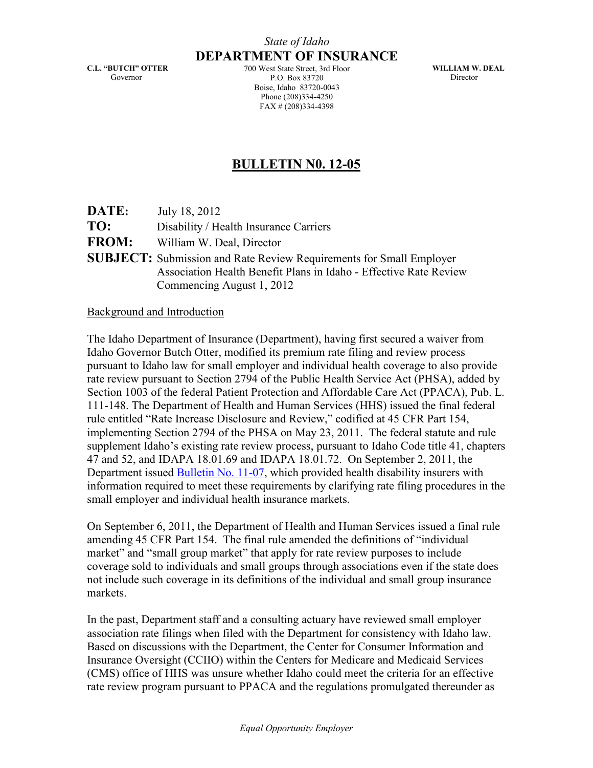*State of Idaho*

**DEPARTMENT OF INSURANCE**

**C.L. "BUTCH" OTTER**
Governor

700 West State Street, 3rd Floor
P.O. Box 83720
Boise, Idaho 83720-0043
Phone (208)334-4250
FAX # (208)334-4398

**WILLIAM W. DEAL**
Director

# BULLETIN N0. 12-05

**DATE:** July 18, 2012

**TO:** Disability / Health Insurance Carriers

**FROM:** William W. Deal, Director

**SUBJECT:** Submission and Rate Review Requirements for Small Employer Association Health Benefit Plans in Idaho - Effective Rate Review Commencing August 1, 2012

## Background and Introduction

The Idaho Department of Insurance (Department), having first secured a waiver from Idaho Governor Butch Otter, modified its premium rate filing and review process pursuant to Idaho law for small employer and individual health coverage to also provide rate review pursuant to Section 2794 of the Public Health Service Act (PHSA), added by Section 1003 of the federal Patient Protection and Affordable Care Act (PPACA), Pub. L. 111-148. The Department of Health and Human Services (HHS) issued the final federal rule entitled "Rate Increase Disclosure and Review," codified at 45 CFR Part 154, implementing Section 2794 of the PHSA on May 23, 2011. The federal statute and rule supplement Idaho's existing rate review process, pursuant to Idaho Code title 41, chapters 47 and 52, and IDAPA 18.01.69 and IDAPA 18.01.72. On September 2, 2011, the Department issued Bulletin No. 11-07, which provided health disability insurers with information required to meet these requirements by clarifying rate filing procedures in the small employer and individual health insurance markets.

On September 6, 2011, the Department of Health and Human Services issued a final rule amending 45 CFR Part 154. The final rule amended the definitions of "individual market" and "small group market" that apply for rate review purposes to include coverage sold to individuals and small groups through associations even if the state does not include such coverage in its definitions of the individual and small group insurance markets.

In the past, Department staff and a consulting actuary have reviewed small employer association rate filings when filed with the Department for consistency with Idaho law. Based on discussions with the Department, the Center for Consumer Information and Insurance Oversight (CCIIO) within the Centers for Medicare and Medicaid Services (CMS) office of HHS was unsure whether Idaho could meet the criteria for an effective rate review program pursuant to PPACA and the regulations promulgated thereunder as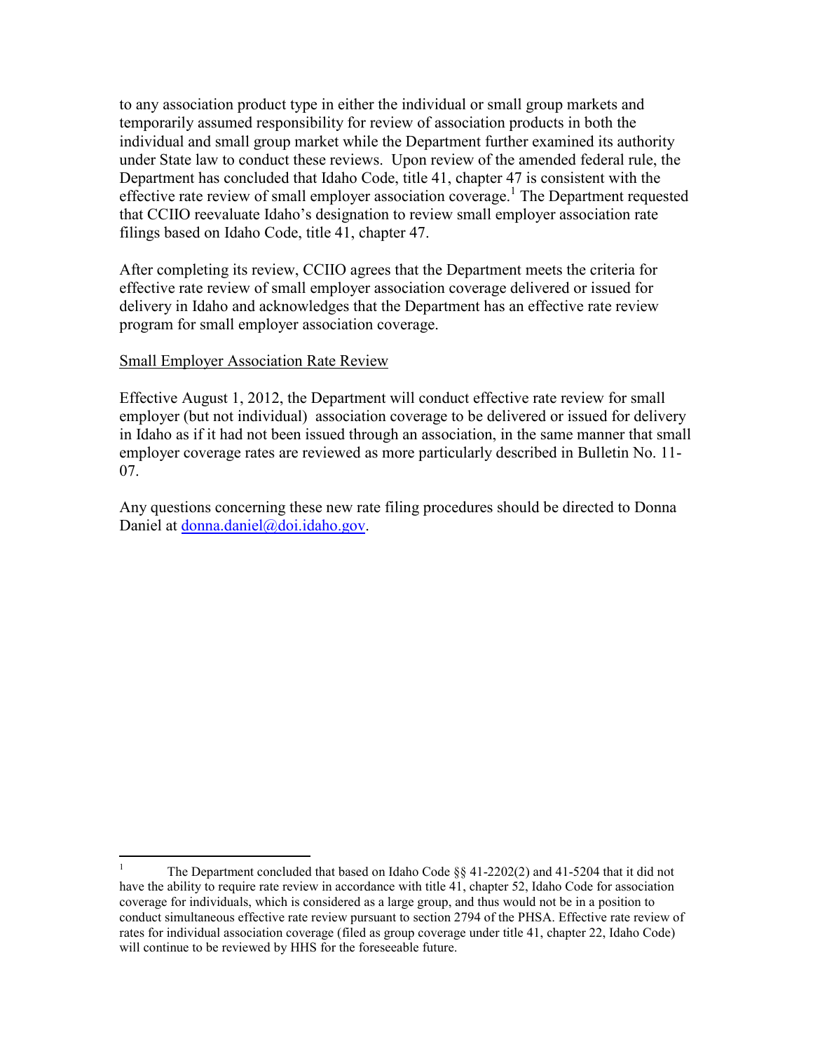to any association product type in either the individual or small group markets and temporarily assumed responsibility for review of association products in both the individual and small group market while the Department further examined its authority under State law to conduct these reviews. Upon review of the amended federal rule, the Department has concluded that Idaho Code, title 41, chapter 47 is consistent with the effective rate review of small employer association coverage.[1] The Department requested that CCIIO reevaluate Idaho's designation to review small employer association rate filings based on Idaho Code, title 41, chapter 47.

After completing its review, CCIIO agrees that the Department meets the criteria for effective rate review of small employer association coverage delivered or issued for delivery in Idaho and acknowledges that the Department has an effective rate review program for small employer association coverage.

Small Employer Association Rate Review

Effective August 1, 2012, the Department will conduct effective rate review for small employer (but not individual) association coverage to be delivered or issued for delivery in Idaho as if it had not been issued through an association, in the same manner that small employer coverage rates are reviewed as more particularly described in Bulletin No. 11-07.

Any questions concerning these new rate filing procedures should be directed to Donna Daniel at donna.daniel@doi.idaho.gov.

---

[1] The Department concluded that based on Idaho Code §§ 41-2202(2) and 41-5204 that it did not have the ability to require rate review in accordance with title 41, chapter 52, Idaho Code for association coverage for individuals, which is considered as a large group, and thus would not be in a position to conduct simultaneous effective rate review pursuant to section 2794 of the PHSA. Effective rate review of rates for individual association coverage (filed as group coverage under title 41, chapter 22, Idaho Code) will continue to be reviewed by HHS for the foreseeable future.